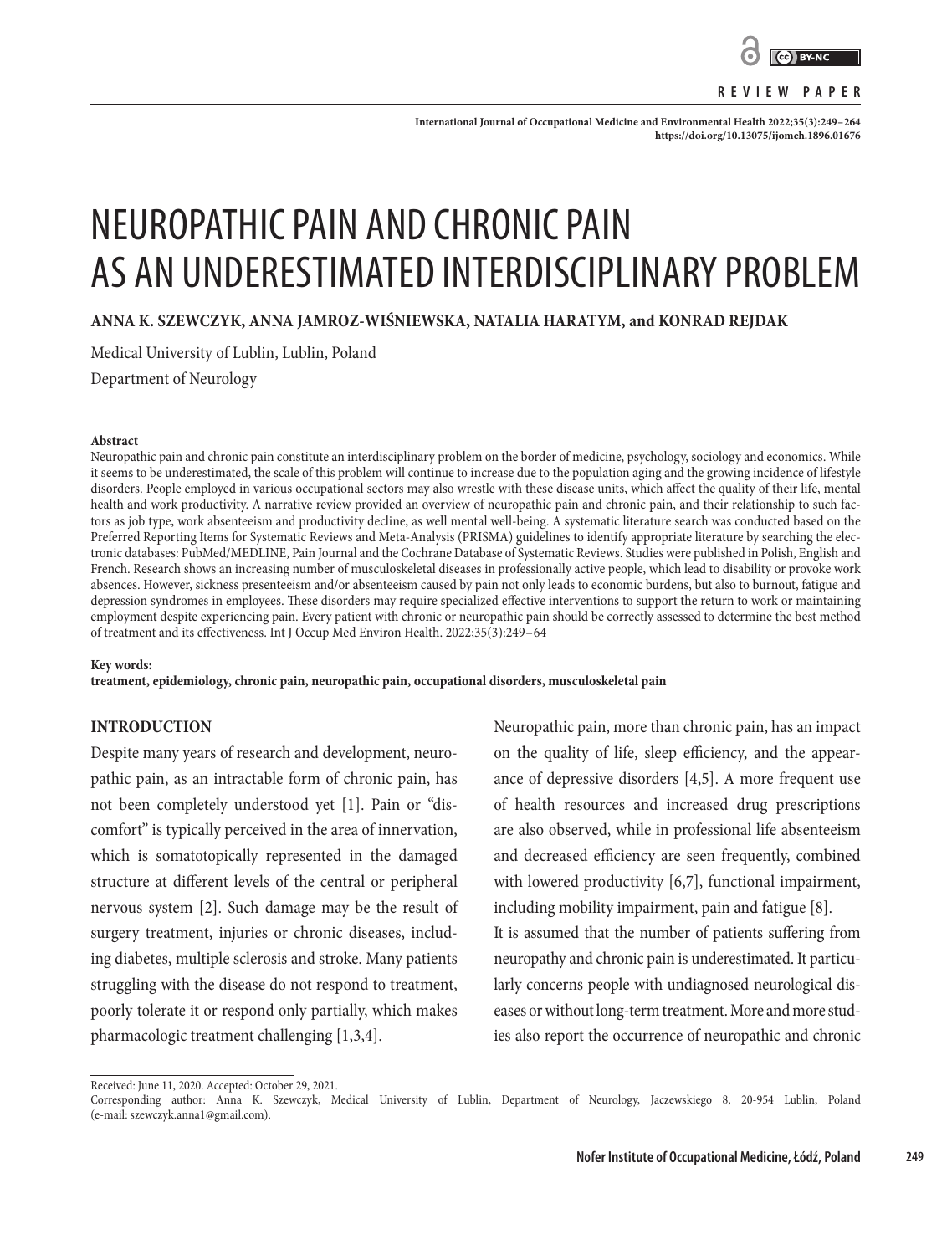REVIEW PAPER

# NEUROPATHIC PAIN AND CHRONIC PAIN AS AN UNDERESTIMATED INTERDISCIPLINARY PROBLEM

**ANNA K. SZEWCZYK, ANNA JAMROZ-WIŚNIEWSKA, NATALIA HARATYM, and KONRAD REJDAK**

Medical University of Lublin, Lublin, Poland
Department of Neurology

**Abstract**

Neuropathic pain and chronic pain constitute an interdisciplinary problem on the border of medicine, psychology, sociology and economics. While it seems to be underestimated, the scale of this problem will continue to increase due to the population aging and the growing incidence of lifestyle disorders. People employed in various occupational sectors may also wrestle with these disease units, which affect the quality of their life, mental health and work productivity. A narrative review provided an overview of neuropathic pain and chronic pain, and their relationship to such factors as job type, work absenteeism and productivity decline, as well mental well-being. A systematic literature search was conducted based on the Preferred Reporting Items for Systematic Reviews and Meta-Analysis (PRISMA) guidelines to identify appropriate literature by searching the electronic databases: PubMed/MEDLINE, Pain Journal and the Cochrane Database of Systematic Reviews. Studies were published in Polish, English and French. Research shows an increasing number of musculoskeletal diseases in professionally active people, which lead to disability or provoke work absences. However, sickness presenteeism and/or absenteeism caused by pain not only leads to economic burdens, but also to burnout, fatigue and depression syndromes in employees. These disorders may require specialized effective interventions to support the return to work or maintaining employment despite experiencing pain. Every patient with chronic or neuropathic pain should be correctly assessed to determine the best method of treatment and its effectiveness. Int J Occup Med Environ Health. 2022;35(3):249–64

**Key words:**
**treatment, epidemiology, chronic pain, neuropathic pain, occupational disorders, musculoskeletal pain**

## INTRODUCTION

Despite many years of research and development, neuropathic pain, as an intractable form of chronic pain, has not been completely understood yet [1]. Pain or "discomfort" is typically perceived in the area of innervation, which is somatotopically represented in the damaged structure at different levels of the central or peripheral nervous system [2]. Such damage may be the result of surgery treatment, injuries or chronic diseases, including diabetes, multiple sclerosis and stroke. Many patients struggling with the disease do not respond to treatment, poorly tolerate it or respond only partially, which makes pharmacologic treatment challenging [1,3,4].

Neuropathic pain, more than chronic pain, has an impact on the quality of life, sleep efficiency, and the appearance of depressive disorders [4,5]. A more frequent use of health resources and increased drug prescriptions are also observed, while in professional life absenteeism and decreased efficiency are seen frequently, combined with lowered productivity [6,7], functional impairment, including mobility impairment, pain and fatigue [8].

It is assumed that the number of patients suffering from neuropathy and chronic pain is underestimated. It particularly concerns people with undiagnosed neurological diseases or without long-term treatment. More and more studies also report the occurrence of neuropathic and chronic

Received: June 11, 2020. Accepted: October 29, 2021.
Corresponding author: Anna K. Szewczyk, Medical University of Lublin, Department of Neurology, Jaczewskiego 8, 20-954 Lublin, Poland (e-mail: szewczyk.anna1@gmail.com).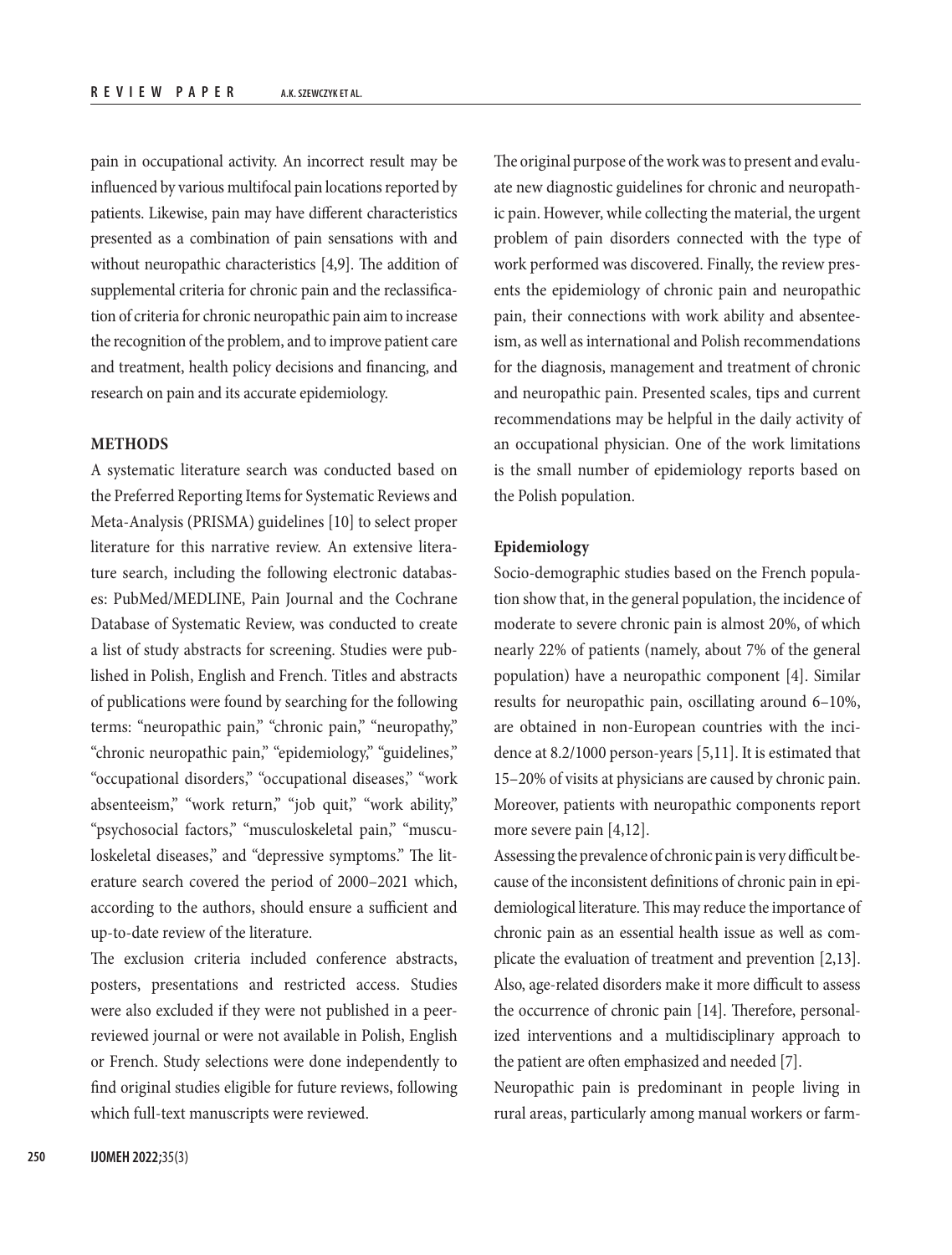pain in occupational activity. An incorrect result may be influenced by various multifocal pain locations reported by patients. Likewise, pain may have different characteristics presented as a combination of pain sensations with and without neuropathic characteristics [4,9]. The addition of supplemental criteria for chronic pain and the reclassification of criteria for chronic neuropathic pain aim to increase the recognition of the problem, and to improve patient care and treatment, health policy decisions and financing, and research on pain and its accurate epidemiology.

## METHODS

A systematic literature search was conducted based on the Preferred Reporting Items for Systematic Reviews and Meta-Analysis (PRISMA) guidelines [10] to select proper literature for this narrative review. An extensive literature search, including the following electronic databases: PubMed/MEDLINE, Pain Journal and the Cochrane Database of Systematic Review, was conducted to create a list of study abstracts for screening. Studies were published in Polish, English and French. Titles and abstracts of publications were found by searching for the following terms: "neuropathic pain," "chronic pain," "neuropathy," "chronic neuropathic pain," "epidemiology," "guidelines," "occupational disorders," "occupational diseases," "work absenteeism," "work return," "job quit," "work ability," "psychosocial factors," "musculoskeletal pain," "musculoskeletal diseases," and "depressive symptoms." The literature search covered the period of 2000–2021 which, according to the authors, should ensure a sufficient and up-to-date review of the literature.

The exclusion criteria included conference abstracts, posters, presentations and restricted access. Studies were also excluded if they were not published in a peer-reviewed journal or were not available in Polish, English or French. Study selections were done independently to find original studies eligible for future reviews, following which full-text manuscripts were reviewed.

The original purpose of the work was to present and evaluate new diagnostic guidelines for chronic and neuropathic pain. However, while collecting the material, the urgent problem of pain disorders connected with the type of work performed was discovered. Finally, the review presents the epidemiology of chronic pain and neuropathic pain, their connections with work ability and absenteeism, as well as international and Polish recommendations for the diagnosis, management and treatment of chronic and neuropathic pain. Presented scales, tips and current recommendations may be helpful in the daily activity of an occupational physician. One of the work limitations is the small number of epidemiology reports based on the Polish population.

### Epidemiology

Socio-demographic studies based on the French population show that, in the general population, the incidence of moderate to severe chronic pain is almost 20%, of which nearly 22% of patients (namely, about 7% of the general population) have a neuropathic component [4]. Similar results for neuropathic pain, oscillating around 6–10%, are obtained in non-European countries with the incidence at 8.2/1000 person-years [5,11]. It is estimated that 15–20% of visits at physicians are caused by chronic pain. Moreover, patients with neuropathic components report more severe pain [4,12].

Assessing the prevalence of chronic pain is very difficult because of the inconsistent definitions of chronic pain in epidemiological literature. This may reduce the importance of chronic pain as an essential health issue as well as complicate the evaluation of treatment and prevention [2,13]. Also, age-related disorders make it more difficult to assess the occurrence of chronic pain [14]. Therefore, personalized interventions and a multidisciplinary approach to the patient are often emphasized and needed [7].

Neuropathic pain is predominant in people living in rural areas, particularly among manual workers or farm-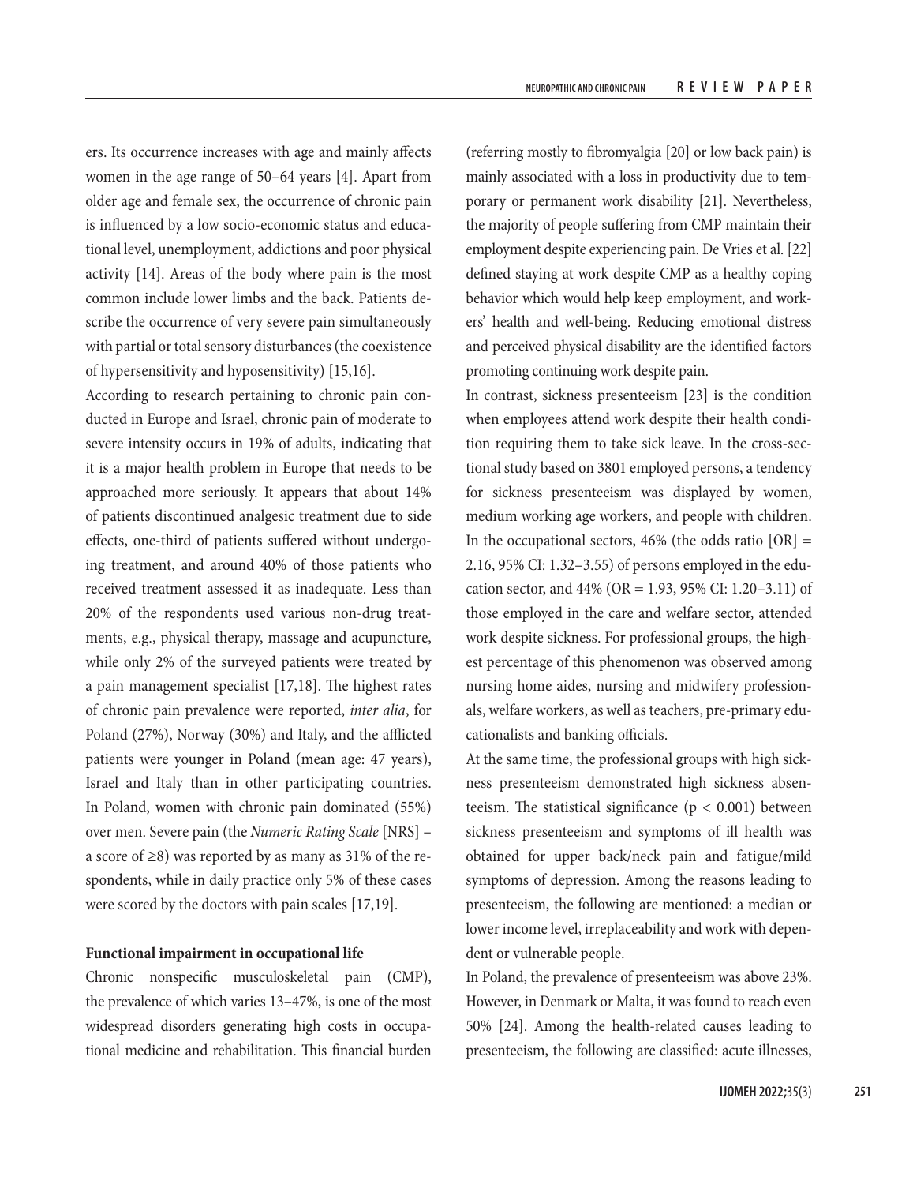ers. Its occurrence increases with age and mainly affects women in the age range of 50–64 years [4]. Apart from older age and female sex, the occurrence of chronic pain is influenced by a low socio-economic status and educational level, unemployment, addictions and poor physical activity [14]. Areas of the body where pain is the most common include lower limbs and the back. Patients describe the occurrence of very severe pain simultaneously with partial or total sensory disturbances (the coexistence of hypersensitivity and hyposensitivity) [15,16].

According to research pertaining to chronic pain conducted in Europe and Israel, chronic pain of moderate to severe intensity occurs in 19% of adults, indicating that it is a major health problem in Europe that needs to be approached more seriously. It appears that about 14% of patients discontinued analgesic treatment due to side effects, one-third of patients suffered without undergoing treatment, and around 40% of those patients who received treatment assessed it as inadequate. Less than 20% of the respondents used various non-drug treatments, e.g., physical therapy, massage and acupuncture, while only 2% of the surveyed patients were treated by a pain management specialist [17,18]. The highest rates of chronic pain prevalence were reported, *inter alia*, for Poland (27%), Norway (30%) and Italy, and the afflicted patients were younger in Poland (mean age: 47 years), Israel and Italy than in other participating countries. In Poland, women with chronic pain dominated (55%) over men. Severe pain (the *Numeric Rating Scale* [NRS] – a score of ≥8) was reported by as many as 31% of the respondents, while in daily practice only 5% of these cases were scored by the doctors with pain scales [17,19].

### Functional impairment in occupational life

Chronic nonspecific musculoskeletal pain (CMP), the prevalence of which varies 13–47%, is one of the most widespread disorders generating high costs in occupational medicine and rehabilitation. This financial burden (referring mostly to fibromyalgia [20] or low back pain) is mainly associated with a loss in productivity due to temporary or permanent work disability [21]. Nevertheless, the majority of people suffering from CMP maintain their employment despite experiencing pain. De Vries et al. [22] defined staying at work despite CMP as a healthy coping behavior which would help keep employment, and workers' health and well-being. Reducing emotional distress and perceived physical disability are the identified factors promoting continuing work despite pain.

In contrast, sickness presenteeism [23] is the condition when employees attend work despite their health condition requiring them to take sick leave. In the cross-sectional study based on 3801 employed persons, a tendency for sickness presenteeism was displayed by women, medium working age workers, and people with children. In the occupational sectors, 46% (the odds ratio [OR] = 2.16, 95% CI: 1.32–3.55) of persons employed in the education sector, and 44% (OR = 1.93, 95% CI: 1.20–3.11) of those employed in the care and welfare sector, attended work despite sickness. For professional groups, the highest percentage of this phenomenon was observed among nursing home aides, nursing and midwifery professionals, welfare workers, as well as teachers, pre-primary educationalists and banking officials.

At the same time, the professional groups with high sickness presenteeism demonstrated high sickness absenteeism. The statistical significance ($p < 0.001$) between sickness presenteeism and symptoms of ill health was obtained for upper back/neck pain and fatigue/mild symptoms of depression. Among the reasons leading to presenteeism, the following are mentioned: a median or lower income level, irreplaceability and work with dependent or vulnerable people.

In Poland, the prevalence of presenteeism was above 23%. However, in Denmark or Malta, it was found to reach even 50% [24]. Among the health-related causes leading to presenteeism, the following are classified: acute illnesses,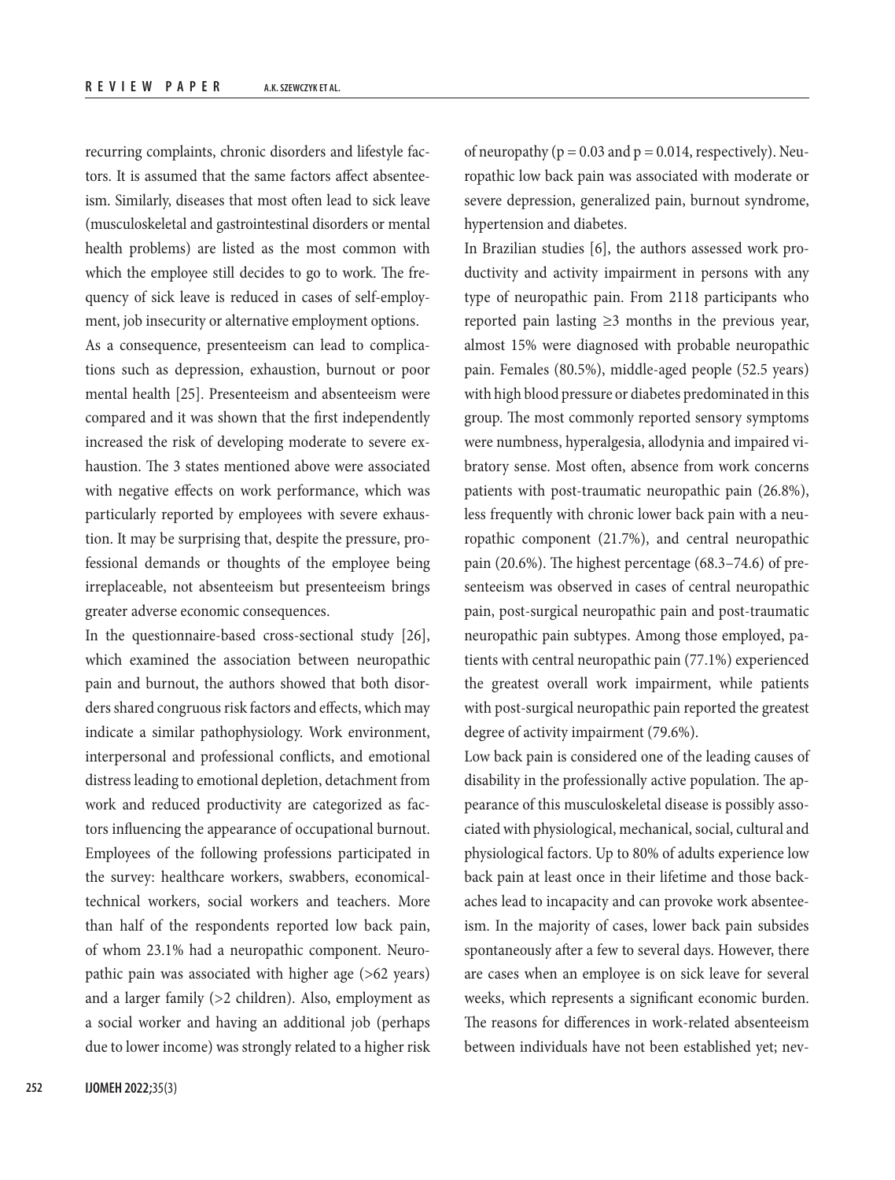recurring complaints, chronic disorders and lifestyle factors. It is assumed that the same factors affect absenteeism. Similarly, diseases that most often lead to sick leave (musculoskeletal and gastrointestinal disorders or mental health problems) are listed as the most common with which the employee still decides to go to work. The frequency of sick leave is reduced in cases of self-employment, job insecurity or alternative employment options.

As a consequence, presenteeism can lead to complications such as depression, exhaustion, burnout or poor mental health [25]. Presenteeism and absenteeism were compared and it was shown that the first independently increased the risk of developing moderate to severe exhaustion. The 3 states mentioned above were associated with negative effects on work performance, which was particularly reported by employees with severe exhaustion. It may be surprising that, despite the pressure, professional demands or thoughts of the employee being irreplaceable, not absenteeism but presenteeism brings greater adverse economic consequences.

In the questionnaire-based cross-sectional study [26], which examined the association between neuropathic pain and burnout, the authors showed that both disorders shared congruous risk factors and effects, which may indicate a similar pathophysiology. Work environment, interpersonal and professional conflicts, and emotional distress leading to emotional depletion, detachment from work and reduced productivity are categorized as factors influencing the appearance of occupational burnout. Employees of the following professions participated in the survey: healthcare workers, swabbers, economical-technical workers, social workers and teachers. More than half of the respondents reported low back pain, of whom 23.1% had a neuropathic component. Neuropathic pain was associated with higher age (>62 years) and a larger family (>2 children). Also, employment as a social worker and having an additional job (perhaps due to lower income) was strongly related to a higher risk of neuropathy ($p = 0.03$ and $p = 0.014$, respectively). Neuropathic low back pain was associated with moderate or severe depression, generalized pain, burnout syndrome, hypertension and diabetes.

In Brazilian studies [6], the authors assessed work productivity and activity impairment in persons with any type of neuropathic pain. From 2118 participants who reported pain lasting ≥3 months in the previous year, almost 15% were diagnosed with probable neuropathic pain. Females (80.5%), middle-aged people (52.5 years) with high blood pressure or diabetes predominated in this group. The most commonly reported sensory symptoms were numbness, hyperalgesia, allodynia and impaired vibratory sense. Most often, absence from work concerns patients with post-traumatic neuropathic pain (26.8%), less frequently with chronic lower back pain with a neuropathic component (21.7%), and central neuropathic pain (20.6%). The highest percentage (68.3–74.6) of presenteeism was observed in cases of central neuropathic pain, post-surgical neuropathic pain and post-traumatic neuropathic pain subtypes. Among those employed, patients with central neuropathic pain (77.1%) experienced the greatest overall work impairment, while patients with post-surgical neuropathic pain reported the greatest degree of activity impairment (79.6%).

Low back pain is considered one of the leading causes of disability in the professionally active population. The appearance of this musculoskeletal disease is possibly associated with physiological, mechanical, social, cultural and physiological factors. Up to 80% of adults experience low back pain at least once in their lifetime and those backaches lead to incapacity and can provoke work absenteeism. In the majority of cases, lower back pain subsides spontaneously after a few to several days. However, there are cases when an employee is on sick leave for several weeks, which represents a significant economic burden. The reasons for differences in work-related absenteeism between individuals have not been established yet; nev-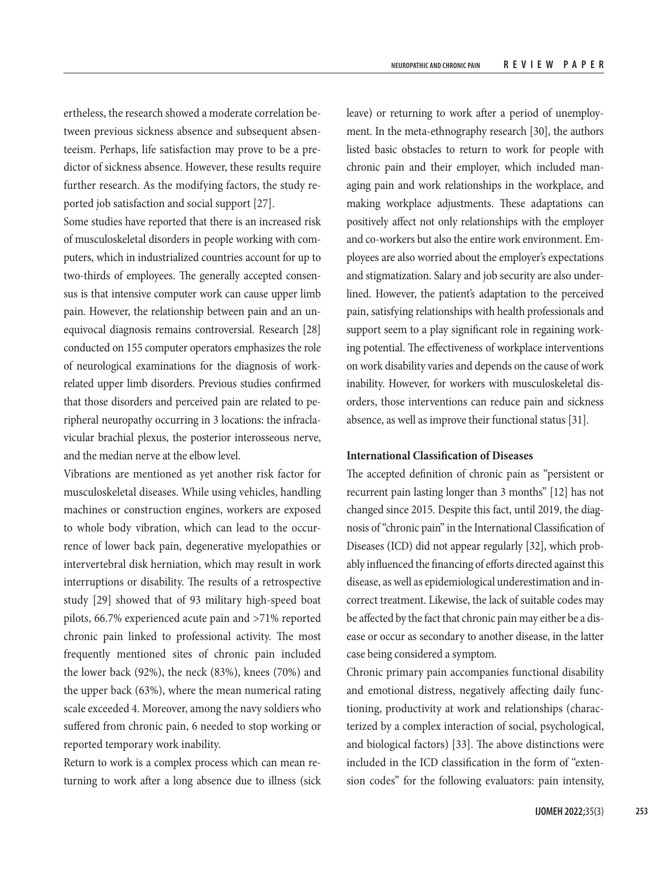ertheless, the research showed a moderate correlation between previous sickness absence and subsequent absenteeism. Perhaps, life satisfaction may prove to be a predictor of sickness absence. However, these results require further research. As the modifying factors, the study reported job satisfaction and social support [27].

Some studies have reported that there is an increased risk of musculoskeletal disorders in people working with computers, which in industrialized countries account for up to two-thirds of employees. The generally accepted consensus is that intensive computer work can cause upper limb pain. However, the relationship between pain and an unequivocal diagnosis remains controversial. Research [28] conducted on 155 computer operators emphasizes the role of neurological examinations for the diagnosis of work-related upper limb disorders. Previous studies confirmed that those disorders and perceived pain are related to peripheral neuropathy occurring in 3 locations: the infraclavicular brachial plexus, the posterior interosseous nerve, and the median nerve at the elbow level.

Vibrations are mentioned as yet another risk factor for musculoskeletal diseases. While using vehicles, handling machines or construction engines, workers are exposed to whole body vibration, which can lead to the occurrence of lower back pain, degenerative myelopathies or intervertebral disk herniation, which may result in work interruptions or disability. The results of a retrospective study [29] showed that of 93 military high-speed boat pilots, 66.7% experienced acute pain and >71% reported chronic pain linked to professional activity. The most frequently mentioned sites of chronic pain included the lower back (92%), the neck (83%), knees (70%) and the upper back (63%), where the mean numerical rating scale exceeded 4. Moreover, among the navy soldiers who suffered from chronic pain, 6 needed to stop working or reported temporary work inability.

Return to work is a complex process which can mean returning to work after a long absence due to illness (sick leave) or returning to work after a period of unemployment. In the meta-ethnography research [30], the authors listed basic obstacles to return to work for people with chronic pain and their employer, which included managing pain and work relationships in the workplace, and making workplace adjustments. These adaptations can positively affect not only relationships with the employer and co-workers but also the entire work environment. Employees are also worried about the employer's expectations and stigmatization. Salary and job security are also underlined. However, the patient's adaptation to the perceived pain, satisfying relationships with health professionals and support seem to a play significant role in regaining working potential. The effectiveness of workplace interventions on work disability varies and depends on the cause of work inability. However, for workers with musculoskeletal disorders, those interventions can reduce pain and sickness absence, as well as improve their functional status [31].

### International Classification of Diseases

The accepted definition of chronic pain as "persistent or recurrent pain lasting longer than 3 months" [12] has not changed since 2015. Despite this fact, until 2019, the diagnosis of "chronic pain" in the International Classification of Diseases (ICD) did not appear regularly [32], which probably influenced the financing of efforts directed against this disease, as well as epidemiological underestimation and incorrect treatment. Likewise, the lack of suitable codes may be affected by the fact that chronic pain may either be a disease or occur as secondary to another disease, in the latter case being considered a symptom.

Chronic primary pain accompanies functional disability and emotional distress, negatively affecting daily functioning, productivity at work and relationships (characterized by a complex interaction of social, psychological, and biological factors) [33]. The above distinctions were included in the ICD classification in the form of "extension codes" for the following evaluators: pain intensity,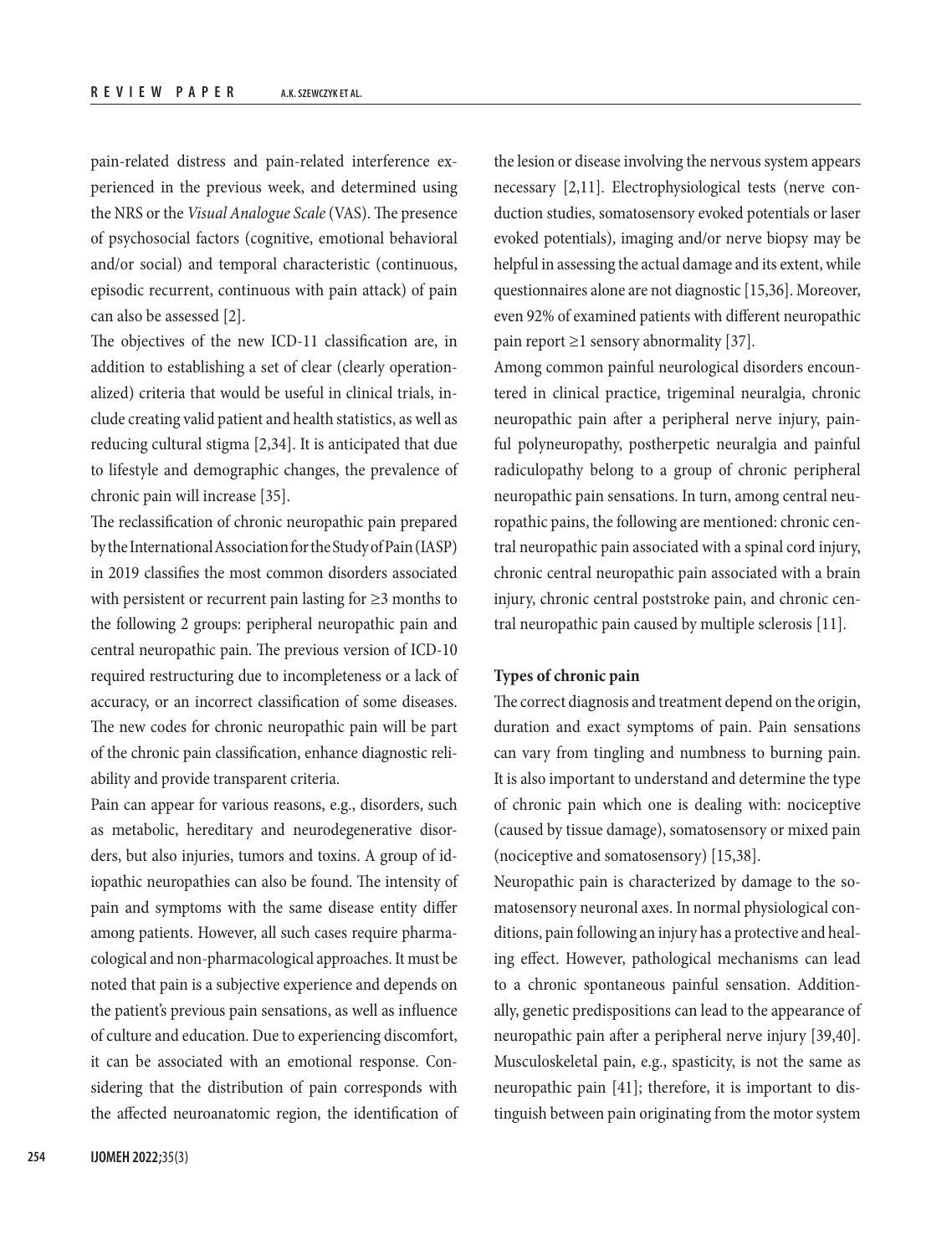pain-related distress and pain-related interference experienced in the previous week, and determined using the NRS or the *Visual Analogue Scale* (VAS). The presence of psychosocial factors (cognitive, emotional behavioral and/or social) and temporal characteristic (continuous, episodic recurrent, continuous with pain attack) of pain can also be assessed [2].

The objectives of the new ICD-11 classification are, in addition to establishing a set of clear (clearly operationalized) criteria that would be useful in clinical trials, include creating valid patient and health statistics, as well as reducing cultural stigma [2,34]. It is anticipated that due to lifestyle and demographic changes, the prevalence of chronic pain will increase [35].

The reclassification of chronic neuropathic pain prepared by the International Association for the Study of Pain (IASP) in 2019 classifies the most common disorders associated with persistent or recurrent pain lasting for ≥3 months to the following 2 groups: peripheral neuropathic pain and central neuropathic pain. The previous version of ICD-10 required restructuring due to incompleteness or a lack of accuracy, or an incorrect classification of some diseases. The new codes for chronic neuropathic pain will be part of the chronic pain classification, enhance diagnostic reliability and provide transparent criteria.

Pain can appear for various reasons, e.g., disorders, such as metabolic, hereditary and neurodegenerative disorders, but also injuries, tumors and toxins. A group of idiopathic neuropathies can also be found. The intensity of pain and symptoms with the same disease entity differ among patients. However, all such cases require pharmacological and non-pharmacological approaches. It must be noted that pain is a subjective experience and depends on the patient's previous pain sensations, as well as influence of culture and education. Due to experiencing discomfort, it can be associated with an emotional response. Considering that the distribution of pain corresponds with the affected neuroanatomic region, the identification of the lesion or disease involving the nervous system appears necessary [2,11]. Electrophysiological tests (nerve conduction studies, somatosensory evoked potentials or laser evoked potentials), imaging and/or nerve biopsy may be helpful in assessing the actual damage and its extent, while questionnaires alone are not diagnostic [15,36]. Moreover, even 92% of examined patients with different neuropathic pain report ≥1 sensory abnormality [37].

Among common painful neurological disorders encountered in clinical practice, trigeminal neuralgia, chronic neuropathic pain after a peripheral nerve injury, painful polyneuropathy, postherpetic neuralgia and painful radiculopathy belong to a group of chronic peripheral neuropathic pain sensations. In turn, among central neuropathic pains, the following are mentioned: chronic central neuropathic pain associated with a spinal cord injury, chronic central neuropathic pain associated with a brain injury, chronic central poststroke pain, and chronic central neuropathic pain caused by multiple sclerosis [11].

**Types of chronic pain**

The correct diagnosis and treatment depend on the origin, duration and exact symptoms of pain. Pain sensations can vary from tingling and numbness to burning pain. It is also important to understand and determine the type of chronic pain which one is dealing with: nociceptive (caused by tissue damage), somatosensory or mixed pain (nociceptive and somatosensory) [15,38].

Neuropathic pain is characterized by damage to the somatosensory neuronal axes. In normal physiological conditions, pain following an injury has a protective and healing effect. However, pathological mechanisms can lead to a chronic spontaneous painful sensation. Additionally, genetic predispositions can lead to the appearance of neuropathic pain after a peripheral nerve injury [39,40]. Musculoskeletal pain, e.g., spasticity, is not the same as neuropathic pain [41]; therefore, it is important to distinguish between pain originating from the motor system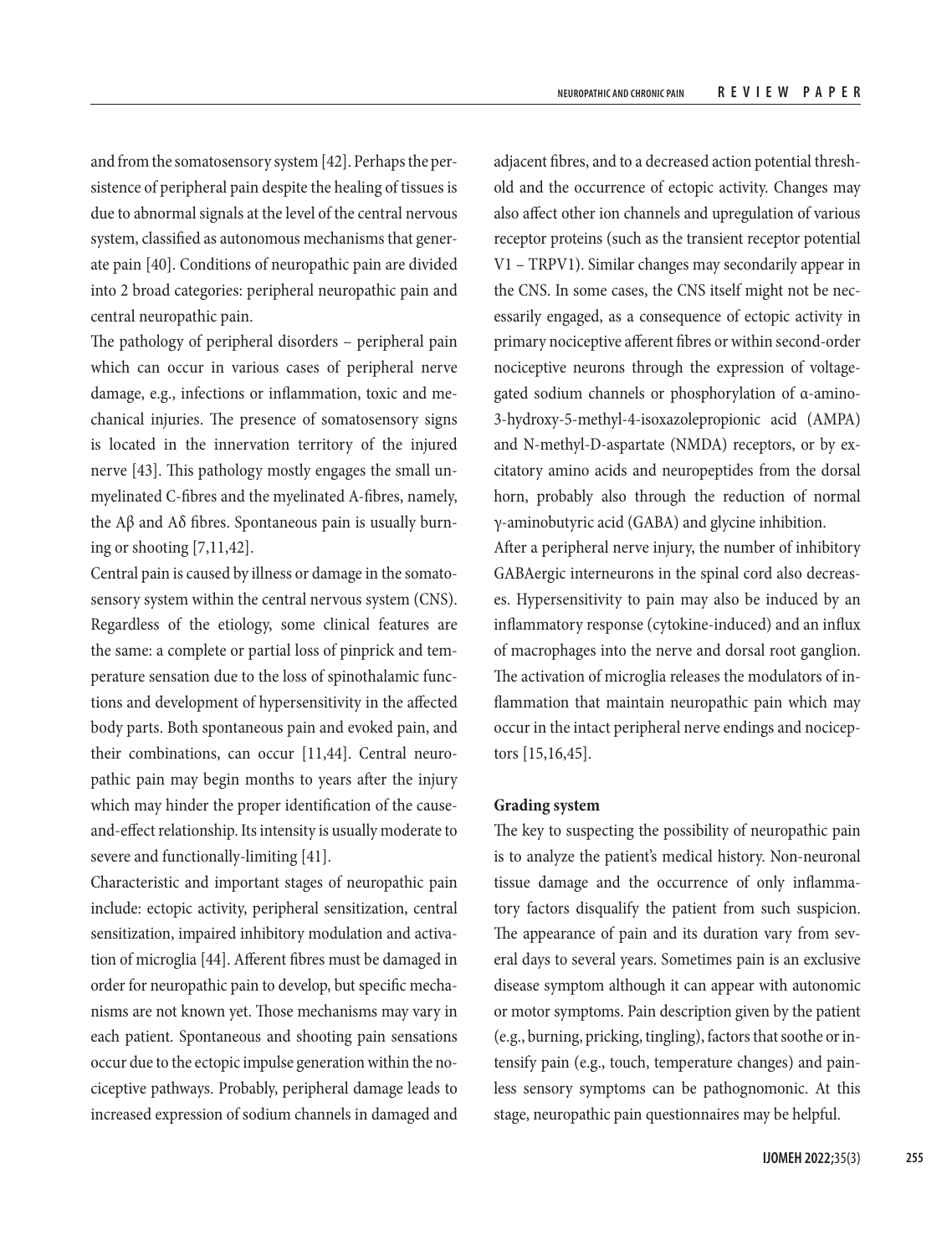and from the somatosensory system [42]. Perhaps the persistence of peripheral pain despite the healing of tissues is due to abnormal signals at the level of the central nervous system, classified as autonomous mechanisms that generate pain [40]. Conditions of neuropathic pain are divided into 2 broad categories: peripheral neuropathic pain and central neuropathic pain.

The pathology of peripheral disorders – peripheral pain which can occur in various cases of peripheral nerve damage, e.g., infections or inflammation, toxic and mechanical injuries. The presence of somatosensory signs is located in the innervation territory of the injured nerve [43]. This pathology mostly engages the small unmyelinated C-fibres and the myelinated A-fibres, namely, the Aβ and Aδ fibres. Spontaneous pain is usually burning or shooting [7,11,42].

Central pain is caused by illness or damage in the somatosensory system within the central nervous system (CNS). Regardless of the etiology, some clinical features are the same: a complete or partial loss of pinprick and temperature sensation due to the loss of spinothalamic functions and development of hypersensitivity in the affected body parts. Both spontaneous pain and evoked pain, and their combinations, can occur [11,44]. Central neuropathic pain may begin months to years after the injury which may hinder the proper identification of the cause-and-effect relationship. Its intensity is usually moderate to severe and functionally-limiting [41].

Characteristic and important stages of neuropathic pain include: ectopic activity, peripheral sensitization, central sensitization, impaired inhibitory modulation and activation of microglia [44]. Afferent fibres must be damaged in order for neuropathic pain to develop, but specific mechanisms are not known yet. Those mechanisms may vary in each patient. Spontaneous and shooting pain sensations occur due to the ectopic impulse generation within the nociceptive pathways. Probably, peripheral damage leads to increased expression of sodium channels in damaged and adjacent fibres, and to a decreased action potential threshold and the occurrence of ectopic activity. Changes may also affect other ion channels and upregulation of various receptor proteins (such as the transient receptor potential V1 – TRPV1). Similar changes may secondarily appear in the CNS. In some cases, the CNS itself might not be necessarily engaged, as a consequence of ectopic activity in primary nociceptive afferent fibres or within second-order nociceptive neurons through the expression of voltage-gated sodium channels or phosphorylation of α-amino-3-hydroxy-5-methyl-4-isoxazolepropionic acid (AMPA) and N-methyl-D-aspartate (NMDA) receptors, or by excitatory amino acids and neuropeptides from the dorsal horn, probably also through the reduction of normal γ-aminobutyric acid (GABA) and glycine inhibition.

After a peripheral nerve injury, the number of inhibitory GABAergic interneurons in the spinal cord also decreases. Hypersensitivity to pain may also be induced by an inflammatory response (cytokine-induced) and an influx of macrophages into the nerve and dorsal root ganglion. The activation of microglia releases the modulators of inflammation that maintain neuropathic pain which may occur in the intact peripheral nerve endings and nociceptors [15,16,45].

**Grading system**

The key to suspecting the possibility of neuropathic pain is to analyze the patient's medical history. Non-neuronal tissue damage and the occurrence of only inflammatory factors disqualify the patient from such suspicion. The appearance of pain and its duration vary from several days to several years. Sometimes pain is an exclusive disease symptom although it can appear with autonomic or motor symptoms. Pain description given by the patient (e.g., burning, pricking, tingling), factors that soothe or intensify pain (e.g., touch, temperature changes) and painless sensory symptoms can be pathognomonic. At this stage, neuropathic pain questionnaires may be helpful.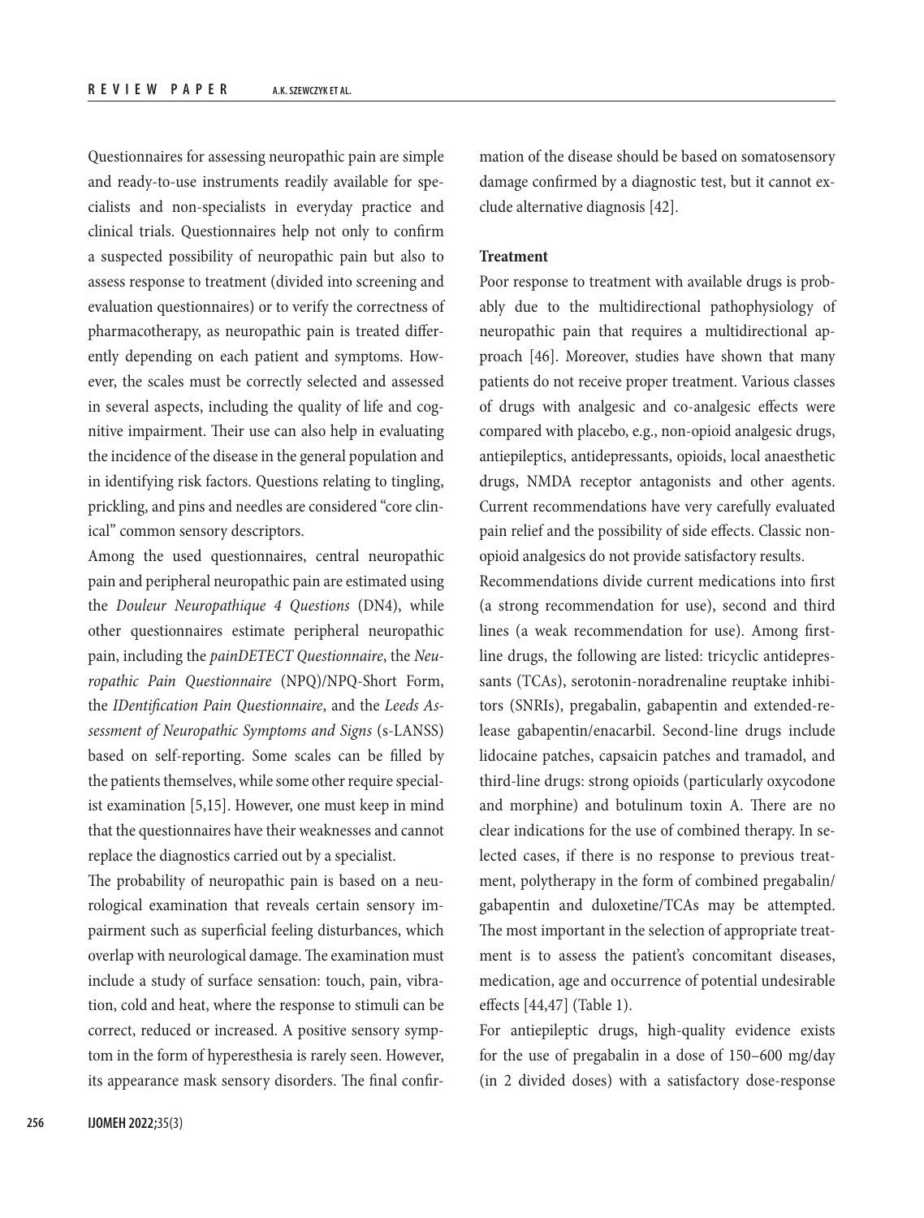Questionnaires for assessing neuropathic pain are simple and ready-to-use instruments readily available for specialists and non-specialists in everyday practice and clinical trials. Questionnaires help not only to confirm a suspected possibility of neuropathic pain but also to assess response to treatment (divided into screening and evaluation questionnaires) or to verify the correctness of pharmacotherapy, as neuropathic pain is treated differently depending on each patient and symptoms. However, the scales must be correctly selected and assessed in several aspects, including the quality of life and cognitive impairment. Their use can also help in evaluating the incidence of the disease in the general population and in identifying risk factors. Questions relating to tingling, prickling, and pins and needles are considered "core clinical" common sensory descriptors.

Among the used questionnaires, central neuropathic pain and peripheral neuropathic pain are estimated using the *Douleur Neuropathique 4 Questions* (DN4), while other questionnaires estimate peripheral neuropathic pain, including the *painDETECT Questionnaire*, the *Neuropathic Pain Questionnaire* (NPQ)/NPQ-Short Form, the *IDentification Pain Questionnaire*, and the *Leeds Assessment of Neuropathic Symptoms and Signs* (s-LANSS) based on self-reporting. Some scales can be filled by the patients themselves, while some other require specialist examination [5,15]. However, one must keep in mind that the questionnaires have their weaknesses and cannot replace the diagnostics carried out by a specialist.

The probability of neuropathic pain is based on a neurological examination that reveals certain sensory impairment such as superficial feeling disturbances, which overlap with neurological damage. The examination must include a study of surface sensation: touch, pain, vibration, cold and heat, where the response to stimuli can be correct, reduced or increased. A positive sensory symptom in the form of hyperesthesia is rarely seen. However, its appearance mask sensory disorders. The final confirmation of the disease should be based on somatosensory damage confirmed by a diagnostic test, but it cannot exclude alternative diagnosis [42].

**Treatment**

Poor response to treatment with available drugs is probably due to the multidirectional pathophysiology of neuropathic pain that requires a multidirectional approach [46]. Moreover, studies have shown that many patients do not receive proper treatment. Various classes of drugs with analgesic and co-analgesic effects were compared with placebo, e.g., non-opioid analgesic drugs, antiepileptics, antidepressants, opioids, local anaesthetic drugs, NMDA receptor antagonists and other agents. Current recommendations have very carefully evaluated pain relief and the possibility of side effects. Classic non-opioid analgesics do not provide satisfactory results.

Recommendations divide current medications into first (a strong recommendation for use), second and third lines (a weak recommendation for use). Among first-line drugs, the following are listed: tricyclic antidepressants (TCAs), serotonin-noradrenaline reuptake inhibitors (SNRIs), pregabalin, gabapentin and extended-release gabapentin/enacarbil. Second-line drugs include lidocaine patches, capsaicin patches and tramadol, and third-line drugs: strong opioids (particularly oxycodone and morphine) and botulinum toxin A. There are no clear indications for the use of combined therapy. In selected cases, if there is no response to previous treatment, polytherapy in the form of combined pregabalin/gabapentin and duloxetine/TCAs may be attempted. The most important in the selection of appropriate treatment is to assess the patient's concomitant diseases, medication, age and occurrence of potential undesirable effects [44,47] (Table 1).

For antiepileptic drugs, high-quality evidence exists for the use of pregabalin in a dose of 150–600 mg/day (in 2 divided doses) with a satisfactory dose-response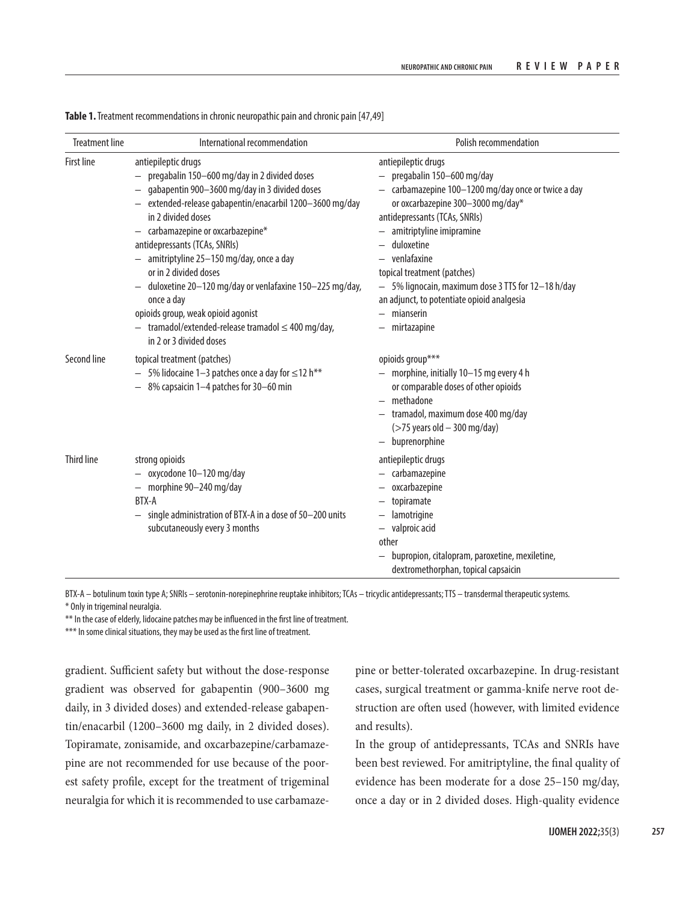**Table 1.** Treatment recommendations in chronic neuropathic pain and chronic pain [47,49]

| Treatment line | International recommendation | Polish recommendation |
|---|---|---|
| First line | antiepileptic drugs<br>– pregabalin 150–600 mg/day in 2 divided doses<br>– gabapentin 900–3600 mg/day in 3 divided doses<br>– extended-release gabapentin/enacarbil 1200–3600 mg/day in 2 divided doses<br>– carbamazepine or oxcarbazepine*<br>antidepressants (TCAs, SNRIs)<br>– amitriptyline 25–150 mg/day, once a day or in 2 divided doses<br>– duloxetine 20–120 mg/day or venlafaxine 150–225 mg/day, once a day<br>opioids group, weak opioid agonist<br>– tramadol/extended-release tramadol ≤ 400 mg/day, in 2 or 3 divided doses | antiepileptic drugs<br>– pregabalin 150–600 mg/day<br>– carbamazepine 100–1200 mg/day once or twice a day or oxcarbazepine 300–3000 mg/day*<br>antidepressants (TCAs, SNRIs)<br>– amitriptyline imipramine<br>– duloxetine<br>– venlafaxine<br>topical treatment (patches)<br>– 5% lignocain, maximum dose 3 TTS for 12–18 h/day<br>an adjunct, to potentiate opioid analgesia<br>– mianserin<br>– mirtazapine |
| Second line | topical treatment (patches)<br>– 5% lidocaine 1–3 patches once a day for ≤12 h**<br>– 8% capsaicin 1–4 patches for 30–60 min | opioids group***<br>– morphine, initially 10–15 mg every 4 h or comparable doses of other opioids<br>– methadone<br>– tramadol, maximum dose 400 mg/day (>75 years old – 300 mg/day)<br>– buprenorphine |
| Third line | strong opioids<br>– oxycodone 10–120 mg/day<br>– morphine 90–240 mg/day<br>BTX-A<br>– single administration of BTX-A in a dose of 50–200 units subcutaneously every 3 months | antiepileptic drugs<br>– carbamazepine<br>– oxcarbazepine<br>– topiramate<br>– lamotrigine<br>– valproic acid<br>other<br>– bupropion, citalopram, paroxetine, mexiletine, dextromethorphan, topical capsaicin |

BTX-A – botulinum toxin type A; SNRIs – serotonin-norepinephrine reuptake inhibitors; TCAs – tricyclic antidepressants; TTS – transdermal therapeutic systems.
\* Only in trigeminal neuralgia.
\** In the case of elderly, lidocaine patches may be influenced in the first line of treatment.
\*** In some clinical situations, they may be used as the first line of treatment.

gradient. Sufficient safety but without the dose-response gradient was observed for gabapentin (900–3600 mg daily, in 3 divided doses) and extended-release gabapentin/enacarbil (1200–3600 mg daily, in 2 divided doses). Topiramate, zonisamide, and oxcarbazepine/carbamazepine are not recommended for use because of the poorest safety profile, except for the treatment of trigeminal neuralgia for which it is recommended to use carbamazepine or better-tolerated oxcarbazepine. In drug-resistant cases, surgical treatment or gamma-knife nerve root destruction are often used (however, with limited evidence and results).

In the group of antidepressants, TCAs and SNRIs have been best reviewed. For amitriptyline, the final quality of evidence has been moderate for a dose 25–150 mg/day, once a day or in 2 divided doses. High-quality evidence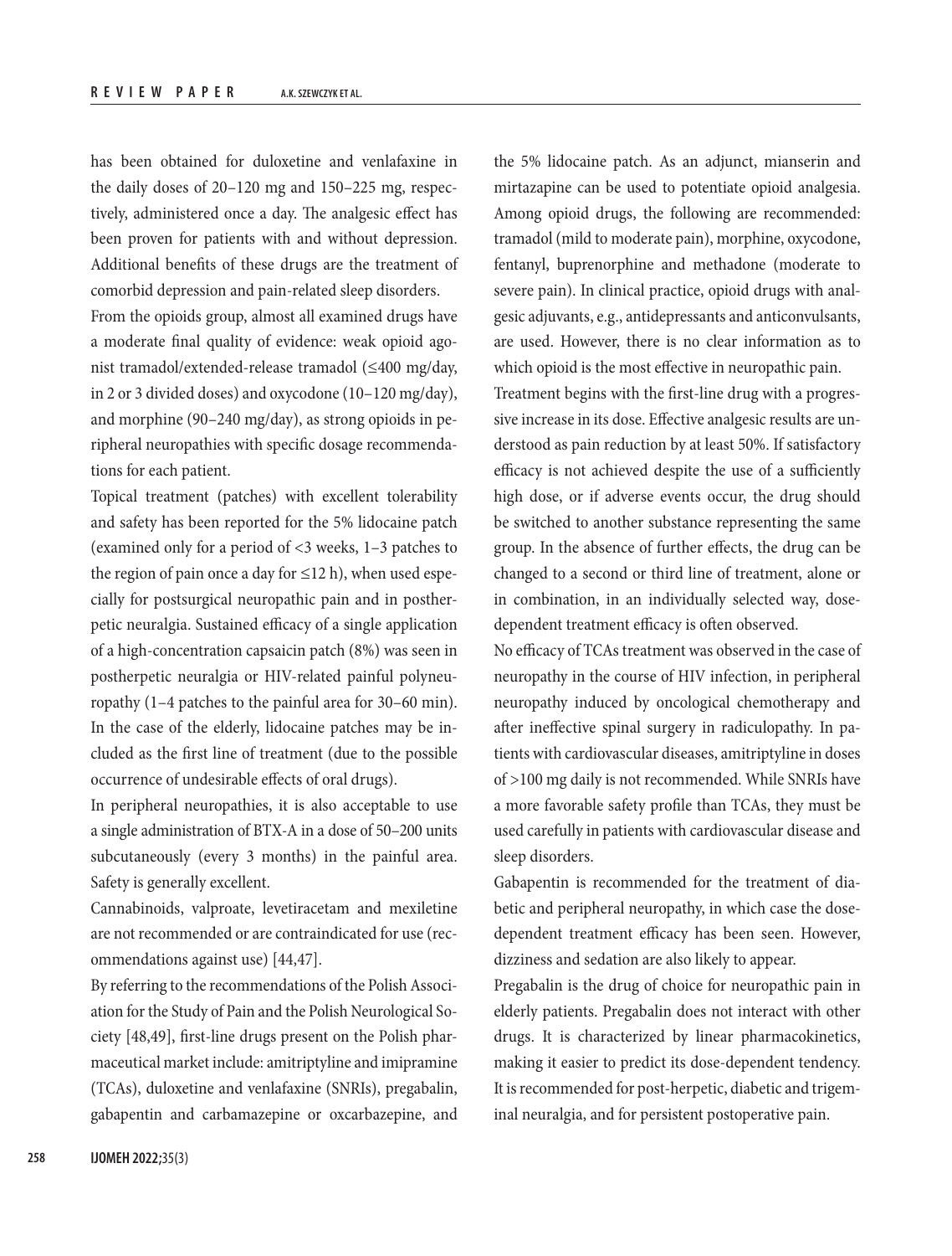has been obtained for duloxetine and venlafaxine in the daily doses of 20–120 mg and 150–225 mg, respectively, administered once a day. The analgesic effect has been proven for patients with and without depression. Additional benefits of these drugs are the treatment of comorbid depression and pain-related sleep disorders.

From the opioids group, almost all examined drugs have a moderate final quality of evidence: weak opioid agonist tramadol/extended-release tramadol (≤400 mg/day, in 2 or 3 divided doses) and oxycodone (10–120 mg/day), and morphine (90–240 mg/day), as strong opioids in peripheral neuropathies with specific dosage recommendations for each patient.

Topical treatment (patches) with excellent tolerability and safety has been reported for the 5% lidocaine patch (examined only for a period of <3 weeks, 1–3 patches to the region of pain once a day for ≤12 h), when used especially for postsurgical neuropathic pain and in postherpetic neuralgia. Sustained efficacy of a single application of a high-concentration capsaicin patch (8%) was seen in postherpetic neuralgia or HIV-related painful polyneuropathy (1–4 patches to the painful area for 30–60 min). In the case of the elderly, lidocaine patches may be included as the first line of treatment (due to the possible occurrence of undesirable effects of oral drugs).

In peripheral neuropathies, it is also acceptable to use a single administration of BTX-A in a dose of 50–200 units subcutaneously (every 3 months) in the painful area. Safety is generally excellent.

Cannabinoids, valproate, levetiracetam and mexiletine are not recommended or are contraindicated for use (recommendations against use) [44,47].

By referring to the recommendations of the Polish Association for the Study of Pain and the Polish Neurological Society [48,49], first-line drugs present on the Polish pharmaceutical market include: amitriptyline and imipramine (TCAs), duloxetine and venlafaxine (SNRIs), pregabalin, gabapentin and carbamazepine or oxcarbazepine, and the 5% lidocaine patch. As an adjunct, mianserin and mirtazapine can be used to potentiate opioid analgesia. Among opioid drugs, the following are recommended: tramadol (mild to moderate pain), morphine, oxycodone, fentanyl, buprenorphine and methadone (moderate to severe pain). In clinical practice, opioid drugs with analgesic adjuvants, e.g., antidepressants and anticonvulsants, are used. However, there is no clear information as to which opioid is the most effective in neuropathic pain.

Treatment begins with the first-line drug with a progressive increase in its dose. Effective analgesic results are understood as pain reduction by at least 50%. If satisfactory efficacy is not achieved despite the use of a sufficiently high dose, or if adverse events occur, the drug should be switched to another substance representing the same group. In the absence of further effects, the drug can be changed to a second or third line of treatment, alone or in combination, in an individually selected way, dose-dependent treatment efficacy is often observed.

No efficacy of TCAs treatment was observed in the case of neuropathy in the course of HIV infection, in peripheral neuropathy induced by oncological chemotherapy and after ineffective spinal surgery in radiculopathy. In patients with cardiovascular diseases, amitriptyline in doses of >100 mg daily is not recommended. While SNRIs have a more favorable safety profile than TCAs, they must be used carefully in patients with cardiovascular disease and sleep disorders.

Gabapentin is recommended for the treatment of diabetic and peripheral neuropathy, in which case the dose-dependent treatment efficacy has been seen. However, dizziness and sedation are also likely to appear.

Pregabalin is the drug of choice for neuropathic pain in elderly patients. Pregabalin does not interact with other drugs. It is characterized by linear pharmacokinetics, making it easier to predict its dose-dependent tendency. It is recommended for post-herpetic, diabetic and trigeminal neuralgia, and for persistent postoperative pain.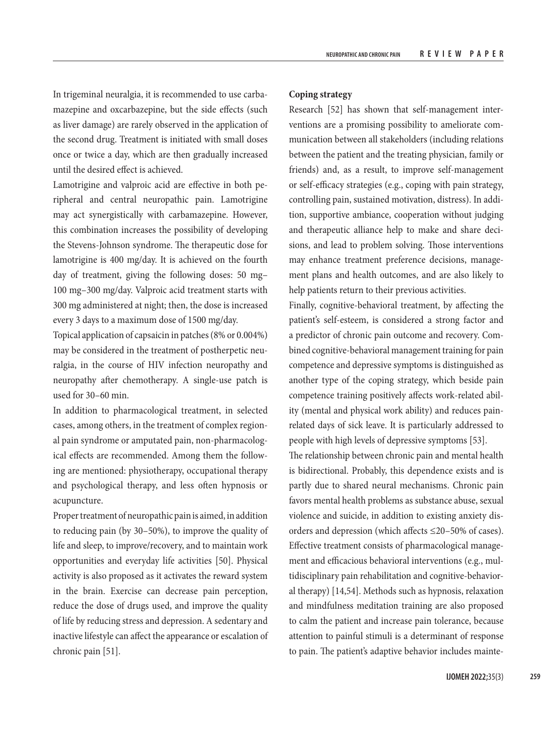In trigeminal neuralgia, it is recommended to use carbamazepine and oxcarbazepine, but the side effects (such as liver damage) are rarely observed in the application of the second drug. Treatment is initiated with small doses once or twice a day, which are then gradually increased until the desired effect is achieved.

Lamotrigine and valproic acid are effective in both peripheral and central neuropathic pain. Lamotrigine may act synergistically with carbamazepine. However, this combination increases the possibility of developing the Stevens-Johnson syndrome. The therapeutic dose for lamotrigine is 400 mg/day. It is achieved on the fourth day of treatment, giving the following doses: 50 mg–100 mg–300 mg/day. Valproic acid treatment starts with 300 mg administered at night; then, the dose is increased every 3 days to a maximum dose of 1500 mg/day.

Topical application of capsaicin in patches (8% or 0.004%) may be considered in the treatment of postherpetic neuralgia, in the course of HIV infection neuropathy and neuropathy after chemotherapy. A single-use patch is used for 30–60 min.

In addition to pharmacological treatment, in selected cases, among others, in the treatment of complex regional pain syndrome or amputated pain, non-pharmacological effects are recommended. Among them the following are mentioned: physiotherapy, occupational therapy and psychological therapy, and less often hypnosis or acupuncture.

Proper treatment of neuropathic pain is aimed, in addition to reducing pain (by 30–50%), to improve the quality of life and sleep, to improve/recovery, and to maintain work opportunities and everyday life activities [50]. Physical activity is also proposed as it activates the reward system in the brain. Exercise can decrease pain perception, reduce the dose of drugs used, and improve the quality of life by reducing stress and depression. A sedentary and inactive lifestyle can affect the appearance or escalation of chronic pain [51].

**Coping strategy**

Research [52] has shown that self-management interventions are a promising possibility to ameliorate communication between all stakeholders (including relations between the patient and the treating physician, family or friends) and, as a result, to improve self-management or self-efficacy strategies (e.g., coping with pain strategy, controlling pain, sustained motivation, distress). In addition, supportive ambiance, cooperation without judging and therapeutic alliance help to make and share decisions, and lead to problem solving. Those interventions may enhance treatment preference decisions, management plans and health outcomes, and are also likely to help patients return to their previous activities.

Finally, cognitive-behavioral treatment, by affecting the patient's self-esteem, is considered a strong factor and a predictor of chronic pain outcome and recovery. Combined cognitive-behavioral management training for pain competence and depressive symptoms is distinguished as another type of the coping strategy, which beside pain competence training positively affects work-related ability (mental and physical work ability) and reduces pain-related days of sick leave. It is particularly addressed to people with high levels of depressive symptoms [53].

The relationship between chronic pain and mental health is bidirectional. Probably, this dependence exists and is partly due to shared neural mechanisms. Chronic pain favors mental health problems as substance abuse, sexual violence and suicide, in addition to existing anxiety disorders and depression (which affects ≤20–50% of cases). Effective treatment consists of pharmacological management and efficacious behavioral interventions (e.g., multidisciplinary pain rehabilitation and cognitive-behavioral therapy) [14,54]. Methods such as hypnosis, relaxation and mindfulness meditation training are also proposed to calm the patient and increase pain tolerance, because attention to painful stimuli is a determinant of response to pain. The patient's adaptive behavior includes mainte-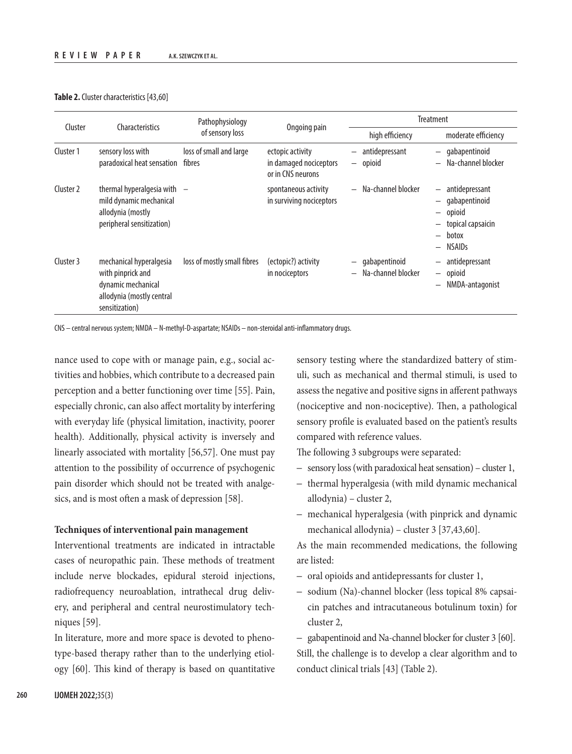**Table 2.** Cluster characteristics [43,60]

| Cluster | Characteristics | Pathophysiology of sensory loss | Ongoing pain | Treatment | |
|---|---|---|---|---|---|
| | | | | high efficiency | moderate efficiency |
| Cluster 1 | sensory loss with paradoxical heat sensation | loss of small and large fibres | ectopic activity in damaged nociceptors or in CNS neurons | – antidepressant<br>– opioid | – gabapentinoid<br>– Na-channel blocker |
| Cluster 2 | thermal hyperalgesia with mild dynamic mechanical allodynia (mostly peripheral sensitization) | – | spontaneous activity in surviving nociceptors | – Na-channel blocker | – antidepressant<br>– gabapentinoid<br>– opioid<br>– topical capsaicin<br>– botox<br>– NSAIDs |
| Cluster 3 | mechanical hyperalgesia with pinprick and dynamic mechanical allodynia (mostly central sensitization) | loss of mostly small fibres | (ectopic?) activity in nociceptors | – gabapentinoid<br>– Na-channel blocker | – antidepressant<br>– opioid<br>– NMDA-antagonist |

CNS – central nervous system; NMDA – N-methyl-D-aspartate; NSAIDs – non-steroidal anti-inflammatory drugs.

nance used to cope with or manage pain, e.g., social activities and hobbies, which contribute to a decreased pain perception and a better functioning over time [55]. Pain, especially chronic, can also affect mortality by interfering with everyday life (physical limitation, inactivity, poorer health). Additionally, physical activity is inversely and linearly associated with mortality [56,57]. One must pay attention to the possibility of occurrence of psychogenic pain disorder which should not be treated with analgesics, and is most often a mask of depression [58].

**Techniques of interventional pain management**

Interventional treatments are indicated in intractable cases of neuropathic pain. These methods of treatment include nerve blockades, epidural steroid injections, radiofrequency neuroablation, intrathecal drug delivery, and peripheral and central neurostimulatory techniques [59].

In literature, more and more space is devoted to phenotype-based therapy rather than to the underlying etiology [60]. This kind of therapy is based on quantitative sensory testing where the standardized battery of stimuli, such as mechanical and thermal stimuli, is used to assess the negative and positive signs in afferent pathways (nociceptive and non-nociceptive). Then, a pathological sensory profile is evaluated based on the patient's results compared with reference values.

The following 3 subgroups were separated:

– sensory loss (with paradoxical heat sensation) – cluster 1,
– thermal hyperalgesia (with mild dynamic mechanical allodynia) – cluster 2,
– mechanical hyperalgesia (with pinprick and dynamic mechanical allodynia) – cluster 3 [37,43,60].

As the main recommended medications, the following are listed:

– oral opioids and antidepressants for cluster 1,
– sodium (Na)-channel blocker (less topical 8% capsaicin patches and intracutaneous botulinum toxin) for cluster 2,
– gabapentinoid and Na-channel blocker for cluster 3 [60].

Still, the challenge is to develop a clear algorithm and to conduct clinical trials [43] (Table 2).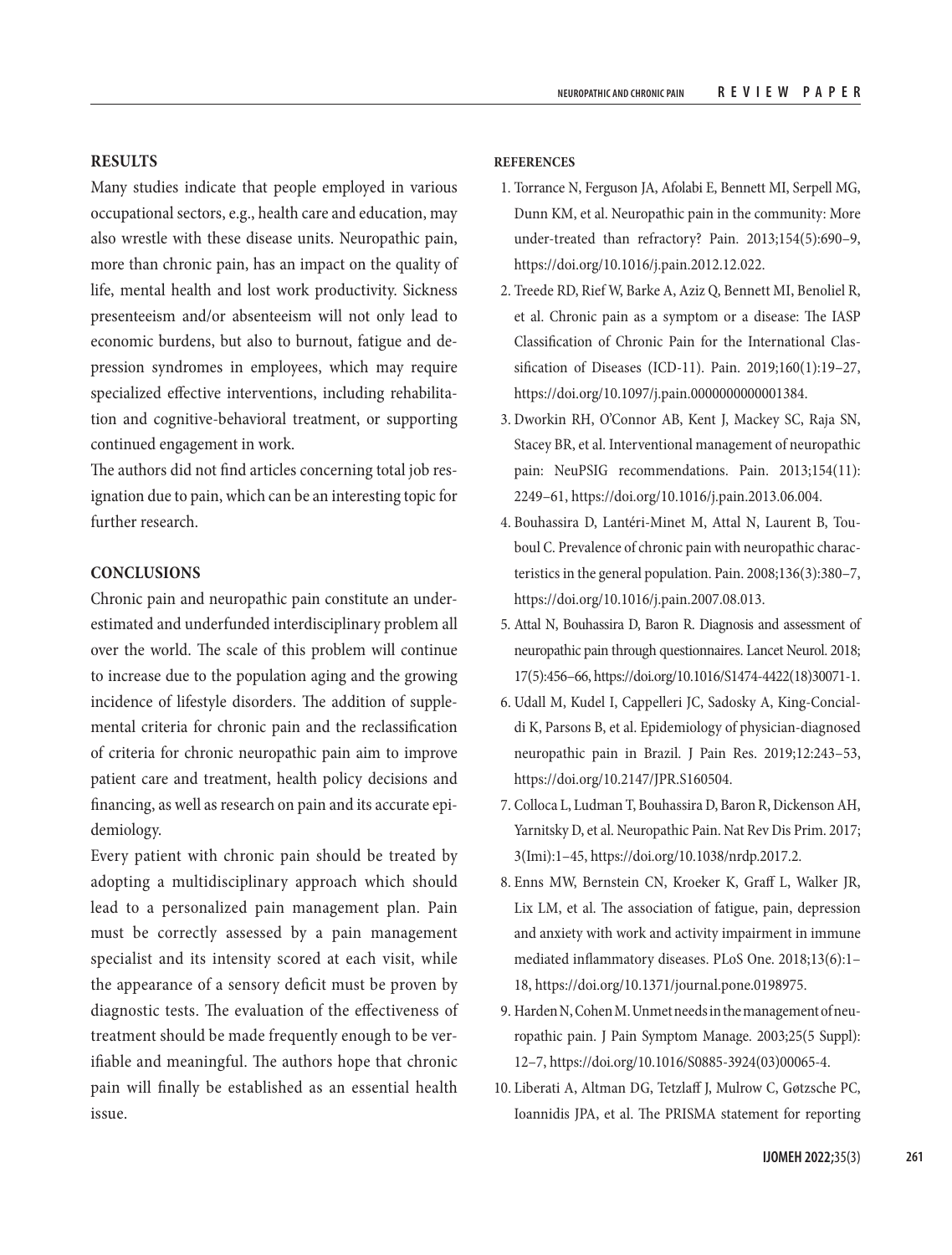## RESULTS

Many studies indicate that people employed in various occupational sectors, e.g., health care and education, may also wrestle with these disease units. Neuropathic pain, more than chronic pain, has an impact on the quality of life, mental health and lost work productivity. Sickness presenteeism and/or absenteeism will not only lead to economic burdens, but also to burnout, fatigue and depression syndromes in employees, which may require specialized effective interventions, including rehabilitation and cognitive-behavioral treatment, or supporting continued engagement in work.

The authors did not find articles concerning total job resignation due to pain, which can be an interesting topic for further research.

## CONCLUSIONS

Chronic pain and neuropathic pain constitute an underestimated and underfunded interdisciplinary problem all over the world. The scale of this problem will continue to increase due to the population aging and the growing incidence of lifestyle disorders. The addition of supplemental criteria for chronic pain and the reclassification of criteria for chronic neuropathic pain aim to improve patient care and treatment, health policy decisions and financing, as well as research on pain and its accurate epidemiology.

Every patient with chronic pain should be treated by adopting a multidisciplinary approach which should lead to a personalized pain management plan. Pain must be correctly assessed by a pain management specialist and its intensity scored at each visit, while the appearance of a sensory deficit must be proven by diagnostic tests. The evaluation of the effectiveness of treatment should be made frequently enough to be verifiable and meaningful. The authors hope that chronic pain will finally be established as an essential health issue.

### REFERENCES

1. Torrance N, Ferguson JA, Afolabi E, Bennett MI, Serpell MG, Dunn KM, et al. Neuropathic pain in the community: More under-treated than refractory? Pain. 2013;154(5):690–9, https://doi.org/10.1016/j.pain.2012.12.022.
2. Treede RD, Rief W, Barke A, Aziz Q, Bennett MI, Benoliel R, et al. Chronic pain as a symptom or a disease: The IASP Classification of Chronic Pain for the International Classification of Diseases (ICD-11). Pain. 2019;160(1):19–27, https://doi.org/10.1097/j.pain.0000000000001384.
3. Dworkin RH, O'Connor AB, Kent J, Mackey SC, Raja SN, Stacey BR, et al. Interventional management of neuropathic pain: NeuPSIG recommendations. Pain. 2013;154(11):2249–61, https://doi.org/10.1016/j.pain.2013.06.004.
4. Bouhassira D, Lantéri-Minet M, Attal N, Laurent B, Touboul C. Prevalence of chronic pain with neuropathic characteristics in the general population. Pain. 2008;136(3):380–7, https://doi.org/10.1016/j.pain.2007.08.013.
5. Attal N, Bouhassira D, Baron R. Diagnosis and assessment of neuropathic pain through questionnaires. Lancet Neurol. 2018;17(5):456–66, https://doi.org/10.1016/S1474-4422(18)30071-1.
6. Udall M, Kudel I, Cappelleri JC, Sadosky A, King-Concialdi K, Parsons B, et al. Epidemiology of physician-diagnosed neuropathic pain in Brazil. J Pain Res. 2019;12:243–53, https://doi.org/10.2147/JPR.S160504.
7. Colloca L, Ludman T, Bouhassira D, Baron R, Dickenson AH, Yarnitsky D, et al. Neuropathic Pain. Nat Rev Dis Prim. 2017;3(Imi):1–45, https://doi.org/10.1038/nrdp.2017.2.
8. Enns MW, Bernstein CN, Kroeker K, Graff L, Walker JR, Lix LM, et al. The association of fatigue, pain, depression and anxiety with work and activity impairment in immune mediated inflammatory diseases. PLoS One. 2018;13(6):1–18, https://doi.org/10.1371/journal.pone.0198975.
9. Harden N, Cohen M. Unmet needs in the management of neuropathic pain. J Pain Symptom Manage. 2003;25(5 Suppl):12–7, https://doi.org/10.1016/S0885-3924(03)00065-4.
10. Liberati A, Altman DG, Tetzlaff J, Mulrow C, Gøtzsche PC, Ioannidis JPA, et al. The PRISMA statement for reporting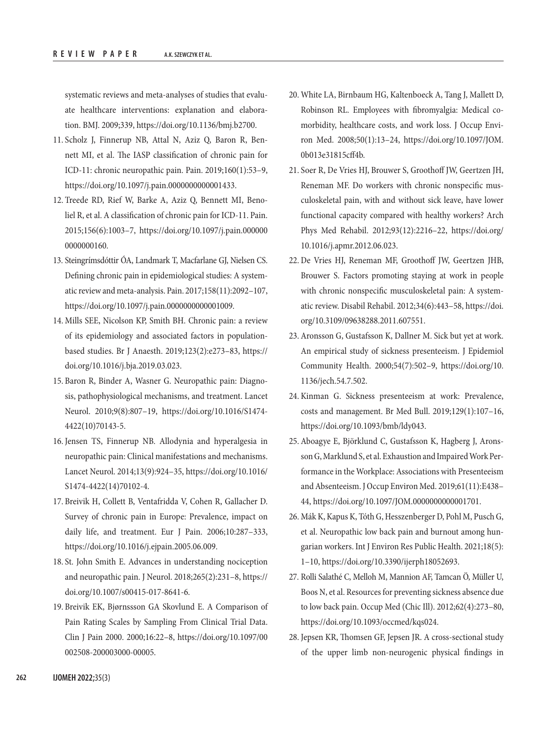systematic reviews and meta-analyses of studies that evaluate healthcare interventions: explanation and elaboration. BMJ. 2009;339, https://doi.org/10.1136/bmj.b2700.

11. Scholz J, Finnerup NB, Attal N, Aziz Q, Baron R, Bennett MI, et al. The IASP classification of chronic pain for ICD-11: chronic neuropathic pain. Pain. 2019;160(1):53–9, https://doi.org/10.1097/j.pain.0000000000001433.
12. Treede RD, Rief W, Barke A, Aziz Q, Bennett MI, Benoliel R, et al. A classification of chronic pain for ICD-11. Pain. 2015;156(6):1003–7, https://doi.org/10.1097/j.pain.0000000000000160.
13. Steingrímsdóttir ÓA, Landmark T, Macfarlane GJ, Nielsen CS. Defining chronic pain in epidemiological studies: A systematic review and meta-analysis. Pain. 2017;158(11):2092–107, https://doi.org/10.1097/j.pain.0000000000001009.
14. Mills SEE, Nicolson KP, Smith BH. Chronic pain: a review of its epidemiology and associated factors in population-based studies. Br J Anaesth. 2019;123(2):e273–83, https://doi.org/10.1016/j.bja.2019.03.023.
15. Baron R, Binder A, Wasner G. Neuropathic pain: Diagnosis, pathophysiological mechanisms, and treatment. Lancet Neurol. 2010;9(8):807–19, https://doi.org/10.1016/S1474-4422(10)70143-5.
16. Jensen TS, Finnerup NB. Allodynia and hyperalgesia in neuropathic pain: Clinical manifestations and mechanisms. Lancet Neurol. 2014;13(9):924–35, https://doi.org/10.1016/S1474-4422(14)70102-4.
17. Breivik H, Collett B, Ventafridda V, Cohen R, Gallacher D. Survey of chronic pain in Europe: Prevalence, impact on daily life, and treatment. Eur J Pain. 2006;10:287–333, https://doi.org/10.1016/j.ejpain.2005.06.009.
18. St. John Smith E. Advances in understanding nociception and neuropathic pain. J Neurol. 2018;265(2):231–8, https://doi.org/10.1007/s00415-017-8641-6.
19. Breivik EK, Bjørnssson GA Skovlund E. A Comparison of Pain Rating Scales by Sampling From Clinical Trial Data. Clin J Pain 2000. 2000;16:22–8, https://doi.org/10.1097/00002508-200003000-00005.
20. White LA, Birnbaum HG, Kaltenboeck A, Tang J, Mallett D, Robinson RL. Employees with fibromyalgia: Medical comorbidity, healthcare costs, and work loss. J Occup Environ Med. 2008;50(1):13–24, https://doi.org/10.1097/JOM.0b013e31815cff4b.
21. Soer R, De Vries HJ, Brouwer S, Groothoff JW, Geertzen JH, Reneman MF. Do workers with chronic nonspecific musculoskeletal pain, with and without sick leave, have lower functional capacity compared with healthy workers? Arch Phys Med Rehabil. 2012;93(12):2216–22, https://doi.org/10.1016/j.apmr.2012.06.023.
22. De Vries HJ, Reneman MF, Groothoff JW, Geertzen JHB, Brouwer S. Factors promoting staying at work in people with chronic nonspecific musculoskeletal pain: A systematic review. Disabil Rehabil. 2012;34(6):443–58, https://doi.org/10.3109/09638288.2011.607551.
23. Aronsson G, Gustafsson K, Dallner M. Sick but yet at work. An empirical study of sickness presenteeism. J Epidemiol Community Health. 2000;54(7):502–9, https://doi.org/10.1136/jech.54.7.502.
24. Kinman G. Sickness presenteeism at work: Prevalence, costs and management. Br Med Bull. 2019;129(1):107–16, https://doi.org/10.1093/bmb/ldy043.
25. Aboagye E, Björklund C, Gustafsson K, Hagberg J, Aronsson G, Marklund S, et al. Exhaustion and Impaired Work Performance in the Workplace: Associations with Presenteeism and Absenteeism. J Occup Environ Med. 2019;61(11):E438–44, https://doi.org/10.1097/JOM.0000000000001701.
26. Mák K, Kapus K, Tóth G, Hesszenberger D, Pohl M, Pusch G, et al. Neuropathic low back pain and burnout among hungarian workers. Int J Environ Res Public Health. 2021;18(5):1–10, https://doi.org/10.3390/ijerph18052693.
27. Rolli Salathé C, Melloh M, Mannion AF, Tamcan Ö, Müller U, Boos N, et al. Resources for preventing sickness absence due to low back pain. Occup Med (Chic Ill). 2012;62(4):273–80, https://doi.org/10.1093/occmed/kqs024.
28. Jepsen KR, Thomsen GF, Jepsen JR. A cross-sectional study of the upper limb non-neurogenic physical findings in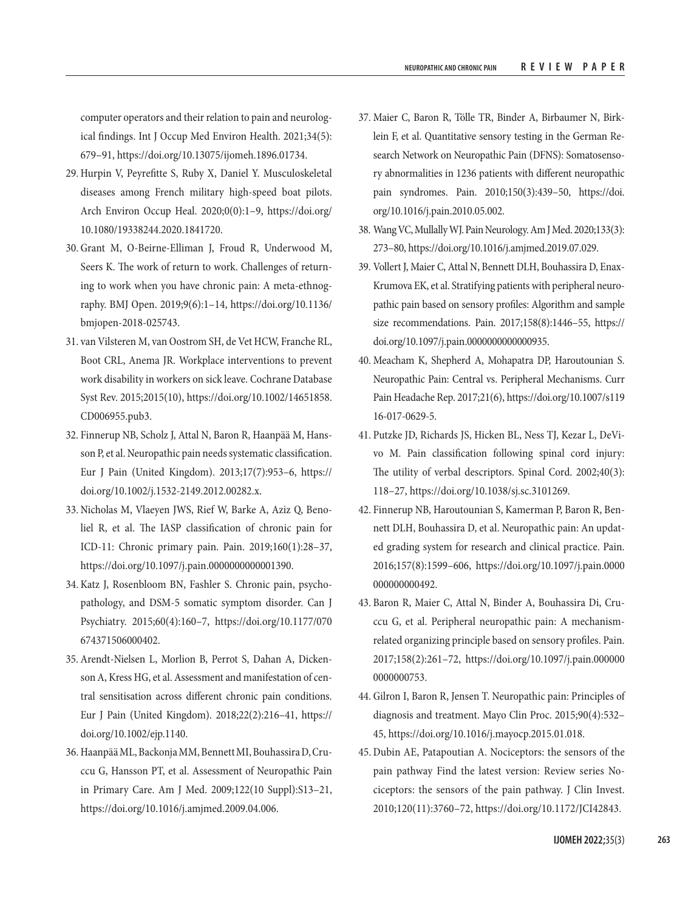computer operators and their relation to pain and neurological findings. Int J Occup Med Environ Health. 2021;34(5): 679–91, https://doi.org/10.13075/ijomeh.1896.01734.

29. Hurpin V, Peyrefitte S, Ruby X, Daniel Y. Musculoskeletal diseases among French military high-speed boat pilots. Arch Environ Occup Heal. 2020;0(0):1–9, https://doi.org/10.1080/19338244.2020.1841720.
30. Grant M, O-Beirne-Elliman J, Froud R, Underwood M, Seers K. The work of return to work. Challenges of returning to work when you have chronic pain: A meta-ethnography. BMJ Open. 2019;9(6):1–14, https://doi.org/10.1136/bmjopen-2018-025743.
31. van Vilsteren M, van Oostrom SH, de Vet HCW, Franche RL, Boot CRL, Anema JR. Workplace interventions to prevent work disability in workers on sick leave. Cochrane Database Syst Rev. 2015;2015(10), https://doi.org/10.1002/14651858.CD006955.pub3.
32. Finnerup NB, Scholz J, Attal N, Baron R, Haanpää M, Hansson P, et al. Neuropathic pain needs systematic classification. Eur J Pain (United Kingdom). 2013;17(7):953–6, https://doi.org/10.1002/j.1532-2149.2012.00282.x.
33. Nicholas M, Vlaeyen JWS, Rief W, Barke A, Aziz Q, Benoliel R, et al. The IASP classification of chronic pain for ICD-11: Chronic primary pain. Pain. 2019;160(1):28–37, https://doi.org/10.1097/j.pain.0000000000001390.
34. Katz J, Rosenbloom BN, Fashler S. Chronic pain, psychopathology, and DSM-5 somatic symptom disorder. Can J Psychiatry. 2015;60(4):160–7, https://doi.org/10.1177/070674371506000402.
35. Arendt-Nielsen L, Morlion B, Perrot S, Dahan A, Dickenson A, Kress HG, et al. Assessment and manifestation of central sensitisation across different chronic pain conditions. Eur J Pain (United Kingdom). 2018;22(2):216–41, https://doi.org/10.1002/ejp.1140.
36. Haanpää ML, Backonja MM, Bennett MI, Bouhassira D, Cruccu G, Hansson PT, et al. Assessment of Neuropathic Pain in Primary Care. Am J Med. 2009;122(10 Suppl):S13–21, https://doi.org/10.1016/j.amjmed.2009.04.006.
37. Maier C, Baron R, Tölle TR, Binder A, Birbaumer N, Birklein F, et al. Quantitative sensory testing in the German Research Network on Neuropathic Pain (DFNS): Somatosensory abnormalities in 1236 patients with different neuropathic pain syndromes. Pain. 2010;150(3):439–50, https://doi.org/10.1016/j.pain.2010.05.002.
38. Wang VC, Mullally WJ. Pain Neurology. Am J Med. 2020;133(3): 273–80, https://doi.org/10.1016/j.amjmed.2019.07.029.
39. Vollert J, Maier C, Attal N, Bennett DLH, Bouhassira D, Enax-Krumova EK, et al. Stratifying patients with peripheral neuropathic pain based on sensory profiles: Algorithm and sample size recommendations. Pain. 2017;158(8):1446–55, https://doi.org/10.1097/j.pain.0000000000000935.
40. Meacham K, Shepherd A, Mohapatra DP, Haroutounian S. Neuropathic Pain: Central vs. Peripheral Mechanisms. Curr Pain Headache Rep. 2017;21(6), https://doi.org/10.1007/s11916-017-0629-5.
41. Putzke JD, Richards JS, Hicken BL, Ness TJ, Kezar L, DeVivo M. Pain classification following spinal cord injury: The utility of verbal descriptors. Spinal Cord. 2002;40(3): 118–27, https://doi.org/10.1038/sj.sc.3101269.
42. Finnerup NB, Haroutounian S, Kamerman P, Baron R, Bennett DLH, Bouhassira D, et al. Neuropathic pain: An updated grading system for research and clinical practice. Pain. 2016;157(8):1599–606, https://doi.org/10.1097/j.pain.0000000000000492.
43. Baron R, Maier C, Attal N, Binder A, Bouhassira Di, Cruccu G, et al. Peripheral neuropathic pain: A mechanism-related organizing principle based on sensory profiles. Pain. 2017;158(2):261–72, https://doi.org/10.1097/j.pain.0000000000000753.
44. Gilron I, Baron R, Jensen T. Neuropathic pain: Principles of diagnosis and treatment. Mayo Clin Proc. 2015;90(4):532–45, https://doi.org/10.1016/j.mayocp.2015.01.018.
45. Dubin AE, Patapoutian A. Nociceptors: the sensors of the pain pathway Find the latest version: Review series Nociceptors: the sensors of the pain pathway. J Clin Invest. 2010;120(11):3760–72, https://doi.org/10.1172/JCI42843.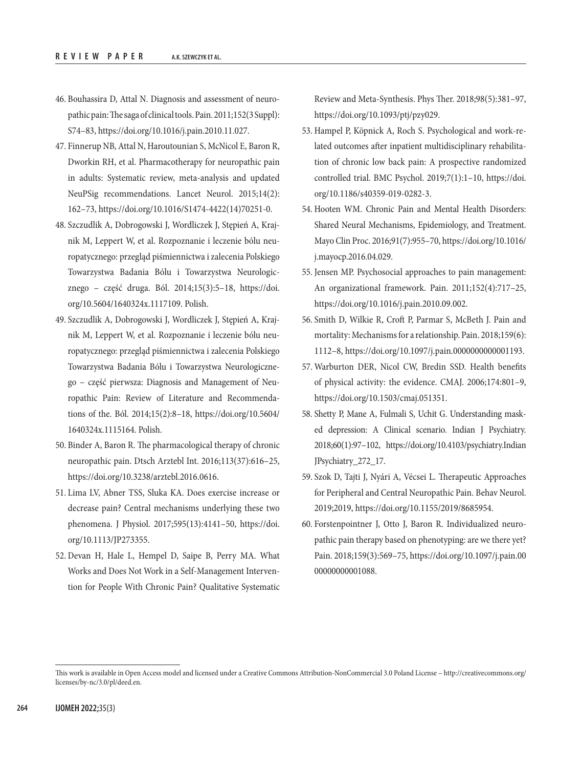46. Bouhassira D, Attal N. Diagnosis and assessment of neuropathic pain: The saga of clinical tools. Pain. 2011;152(3 Suppl): S74–83, https://doi.org/10.1016/j.pain.2010.11.027.
47. Finnerup NB, Attal N, Haroutounian S, McNicol E, Baron R, Dworkin RH, et al. Pharmacotherapy for neuropathic pain in adults: Systematic review, meta-analysis and updated NeuPSig recommendations. Lancet Neurol. 2015;14(2): 162–73, https://doi.org/10.1016/S1474-4422(14)70251-0.
48. Szczudlik A, Dobrogowski J, Wordliczek J, Stępień A, Krajnik M, Leppert W, et al. Rozpoznanie i leczenie bólu neuropatycznego: przegląd piśmiennictwa i zalecenia Polskiego Towarzystwa Badania Bólu i Towarzystwa Neurologicznego – część druga. Ból. 2014;15(3):5–18, https://doi.org/10.5604/1640324x.1117109. Polish.
49. Szczudlik A, Dobrogowski J, Wordliczek J, Stępień A, Krajnik M, Leppert W, et al. Rozpoznanie i leczenie bólu neuropatycznego: przegląd piśmiennictwa i zalecenia Polskiego Towarzystwa Badania Bólu i Towarzystwa Neurologicznego – część pierwsza: Diagnosis and Management of Neuropathic Pain: Review of Literature and Recommendations of the. Ból. 2014;15(2):8–18, https://doi.org/10.5604/1640324x.1115164. Polish.
50. Binder A, Baron R. The pharmacological therapy of chronic neuropathic pain. Dtsch Arztebl Int. 2016;113(37):616–25, https://doi.org/10.3238/arztebl.2016.0616.
51. Lima LV, Abner TSS, Sluka KA. Does exercise increase or decrease pain? Central mechanisms underlying these two phenomena. J Physiol. 2017;595(13):4141–50, https://doi.org/10.1113/JP273355.
52. Devan H, Hale L, Hempel D, Saipe B, Perry MA. What Works and Does Not Work in a Self-Management Intervention for People With Chronic Pain? Qualitative Systematic Review and Meta-Synthesis. Phys Ther. 2018;98(5):381–97, https://doi.org/10.1093/ptj/pzy029.
53. Hampel P, Köpnick A, Roch S. Psychological and work-related outcomes after inpatient multidisciplinary rehabilitation of chronic low back pain: A prospective randomized controlled trial. BMC Psychol. 2019;7(1):1–10, https://doi.org/10.1186/s40359-019-0282-3.
54. Hooten WM. Chronic Pain and Mental Health Disorders: Shared Neural Mechanisms, Epidemiology, and Treatment. Mayo Clin Proc. 2016;91(7):955–70, https://doi.org/10.1016/j.mayocp.2016.04.029.
55. Jensen MP. Psychosocial approaches to pain management: An organizational framework. Pain. 2011;152(4):717–25, https://doi.org/10.1016/j.pain.2010.09.002.
56. Smith D, Wilkie R, Croft P, Parmar S, McBeth J. Pain and mortality: Mechanisms for a relationship. Pain. 2018;159(6): 1112–8, https://doi.org/10.1097/j.pain.0000000000001193.
57. Warburton DER, Nicol CW, Bredin SSD. Health benefits of physical activity: the evidence. CMAJ. 2006;174:801–9, https://doi.org/10.1503/cmaj.051351.
58. Shetty P, Mane A, Fulmali S, Uchit G. Understanding masked depression: A Clinical scenario. Indian J Psychiatry. 2018;60(1):97–102, https://doi.org/10.4103/psychiatry.IndianJPsychiatry_272_17.
59. Szok D, Tajti J, Nyári A, Vécsei L. Therapeutic Approaches for Peripheral and Central Neuropathic Pain. Behav Neurol. 2019;2019, https://doi.org/10.1155/2019/8685954.
60. Forstenpointner J, Otto J, Baron R. Individualized neuropathic pain therapy based on phenotyping: are we there yet? Pain. 2018;159(3):569–75, https://doi.org/10.1097/j.pain.0000000000001088.

This work is available in Open Access model and licensed under a Creative Commons Attribution-NonCommercial 3.0 Poland License – http://creativecommons.org/licenses/by-nc/3.0/pl/deed.en.